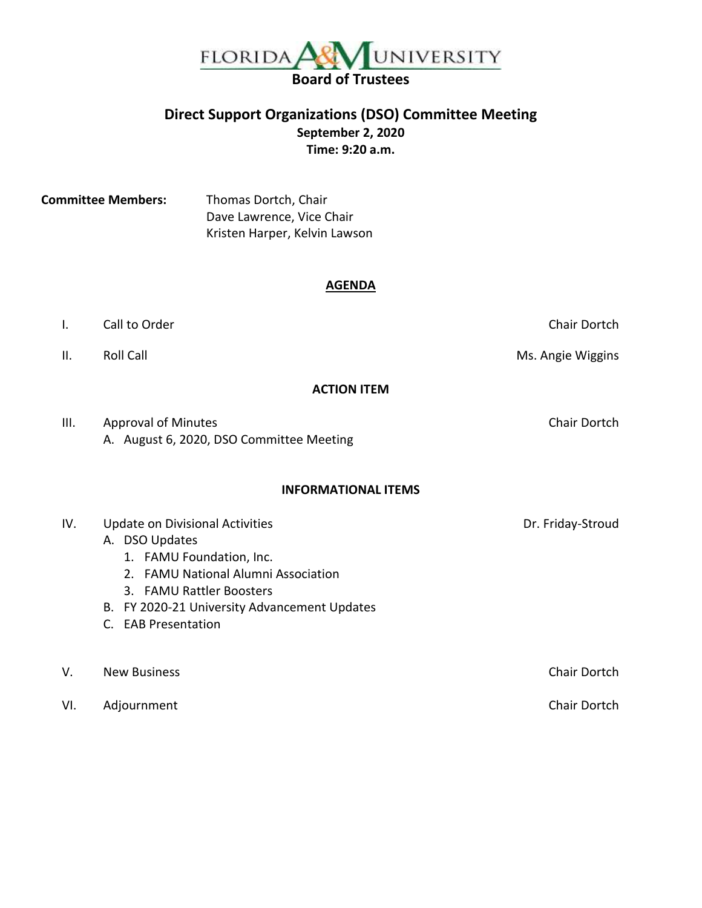# FLORIDA A&M UNIVERSITY

## Board of Trustees

## Direct Support Organizations (DSO) Committee Meeting

**September 2, 2020**

**Time: 9:20 a.m.**

**Committee Members:** Thomas Dortch, Chair
Dave Lawrence, Vice Chair
Kristen Harper, Kelvin Lawson

### AGENDA

I. Call to Order — Chair Dortch

II. Roll Call — Ms. Angie Wiggins

**ACTION ITEM**

III. Approval of Minutes — Chair Dortch
   A. August 6, 2020, DSO Committee Meeting

**INFORMATIONAL ITEMS**

IV. Update on Divisional Activities — Dr. Friday-Stroud
   A. DSO Updates
      1. FAMU Foundation, Inc.
      2. FAMU National Alumni Association
      3. FAMU Rattler Boosters
   B. FY 2020-21 University Advancement Updates
   C. EAB Presentation

V. New Business — Chair Dortch

VI. Adjournment — Chair Dortch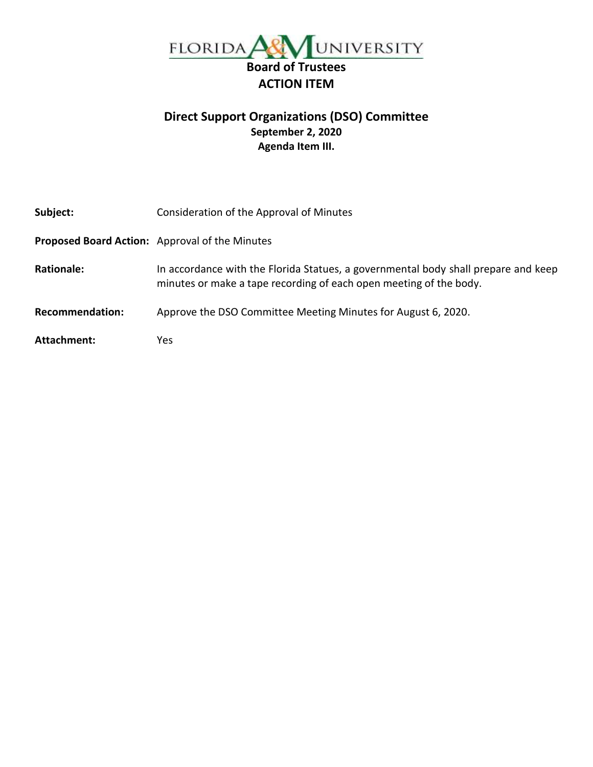# FLORIDA A&M UNIVERSITY

## Board of Trustees
## ACTION ITEM

### Direct Support Organizations (DSO) Committee
**September 2, 2020**
**Agenda Item III.**

**Subject:** Consideration of the Approval of Minutes

**Proposed Board Action:** Approval of the Minutes

**Rationale:** In accordance with the Florida Statues, a governmental body shall prepare and keep minutes or make a tape recording of each open meeting of the body.

**Recommendation:** Approve the DSO Committee Meeting Minutes for August 6, 2020.

**Attachment:** Yes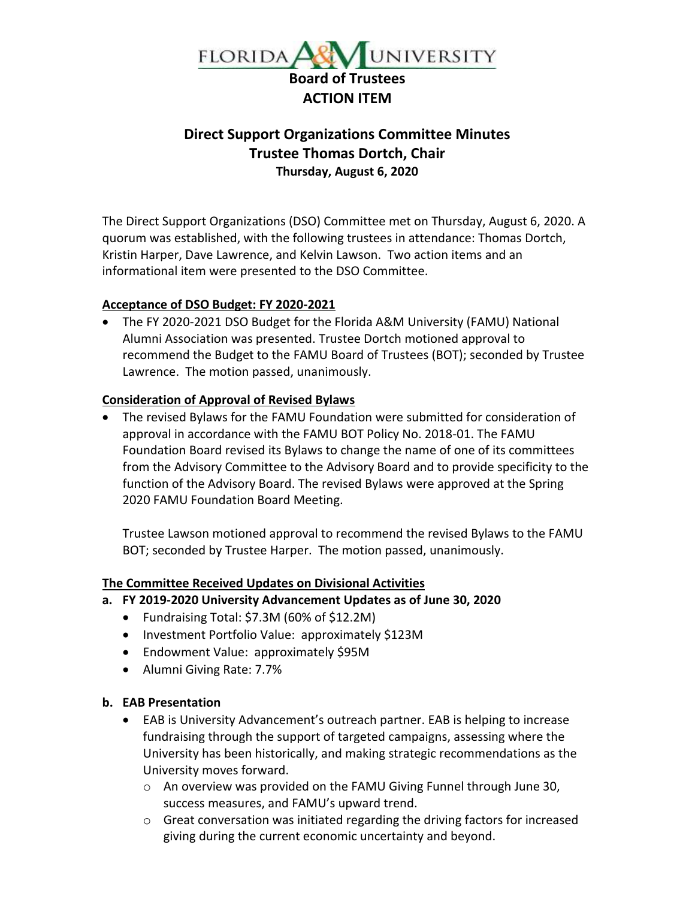**FLORIDA A&M UNIVERSITY**

# Board of Trustees
# ACTION ITEM

## Direct Support Organizations Committee Minutes
## Trustee Thomas Dortch, Chair
**Thursday, August 6, 2020**

The Direct Support Organizations (DSO) Committee met on Thursday, August 6, 2020. A quorum was established, with the following trustees in attendance: Thomas Dortch, Kristin Harper, Dave Lawrence, and Kelvin Lawson. Two action items and an informational item were presented to the DSO Committee.

**Acceptance of DSO Budget: FY 2020-2021**

- The FY 2020-2021 DSO Budget for the Florida A&M University (FAMU) National Alumni Association was presented. Trustee Dortch motioned approval to recommend the Budget to the FAMU Board of Trustees (BOT); seconded by Trustee Lawrence. The motion passed, unanimously.

**Consideration of Approval of Revised Bylaws**

- The revised Bylaws for the FAMU Foundation were submitted for consideration of approval in accordance with the FAMU BOT Policy No. 2018-01. The FAMU Foundation Board revised its Bylaws to change the name of one of its committees from the Advisory Committee to the Advisory Board and to provide specificity to the function of the Advisory Board. The revised Bylaws were approved at the Spring 2020 FAMU Foundation Board Meeting.

  Trustee Lawson motioned approval to recommend the revised Bylaws to the FAMU BOT; seconded by Trustee Harper. The motion passed, unanimously.

**The Committee Received Updates on Divisional Activities**

**a. FY 2019-2020 University Advancement Updates as of June 30, 2020**

- Fundraising Total: $7.3M (60% of $12.2M)
- Investment Portfolio Value: approximately $123M
- Endowment Value: approximately $95M
- Alumni Giving Rate: 7.7%

**b. EAB Presentation**

- EAB is University Advancement's outreach partner. EAB is helping to increase fundraising through the support of targeted campaigns, assessing where the University has been historically, and making strategic recommendations as the University moves forward.
  - An overview was provided on the FAMU Giving Funnel through June 30, success measures, and FAMU's upward trend.
  - Great conversation was initiated regarding the driving factors for increased giving during the current economic uncertainty and beyond.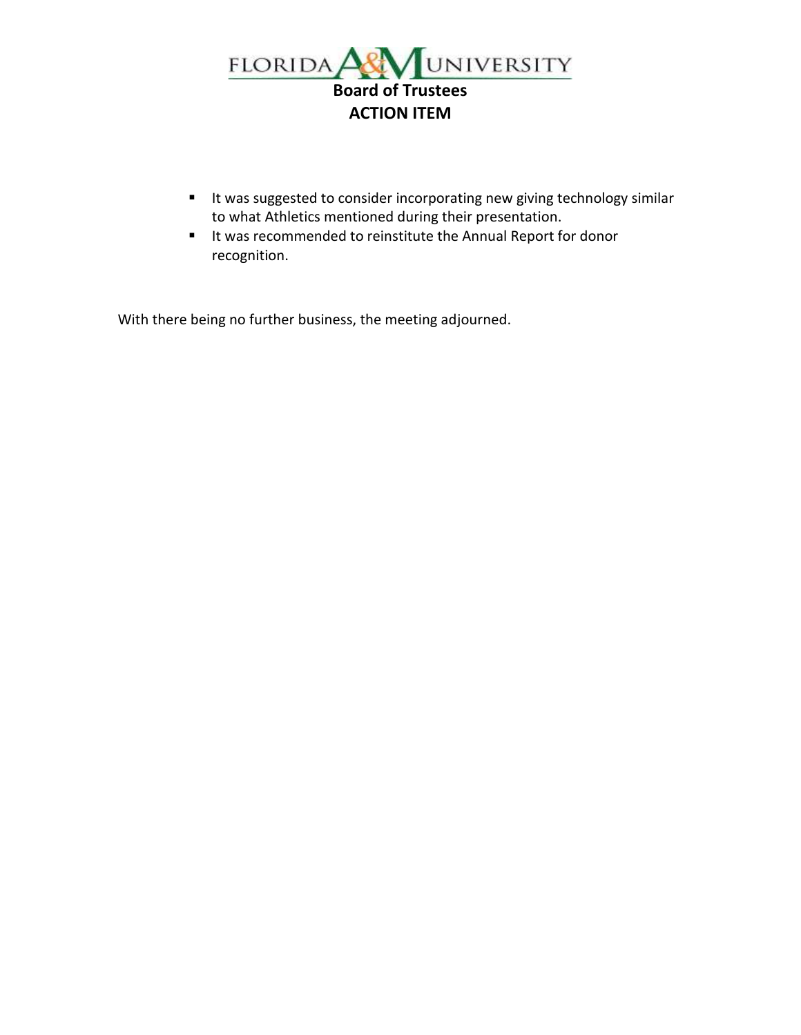- It was suggested to consider incorporating new giving technology similar to what Athletics mentioned during their presentation.
- It was recommended to reinstitute the Annual Report for donor recognition.

With there being no further business, the meeting adjourned.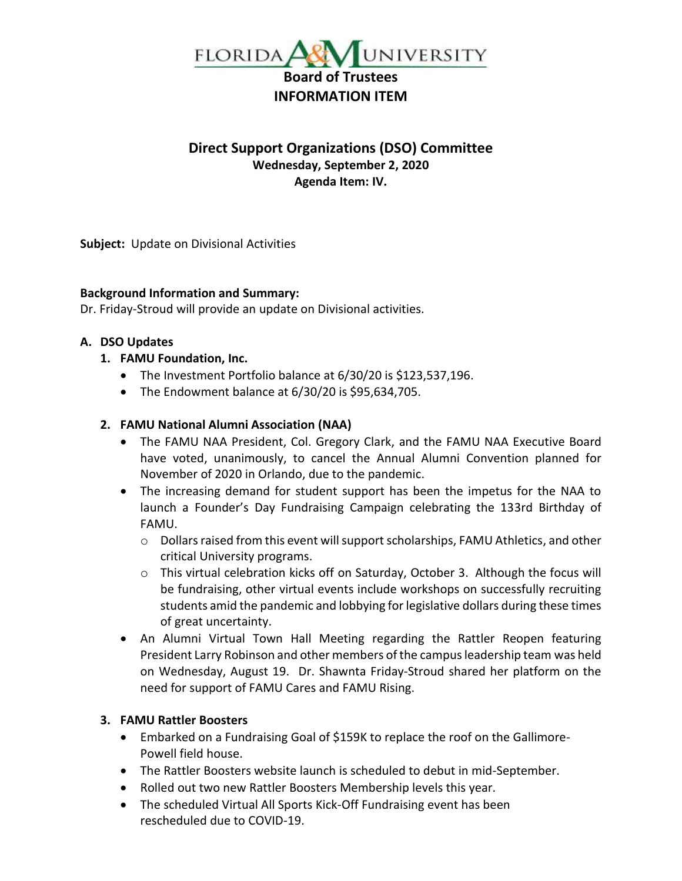# FLORIDA A&M UNIVERSITY

## Board of Trustees
## INFORMATION ITEM

### Direct Support Organizations (DSO) Committee

**Wednesday, September 2, 2020**
**Agenda Item: IV.**

**Subject:** Update on Divisional Activities

**Background Information and Summary:**
Dr. Friday-Stroud will provide an update on Divisional activities.

**A. DSO Updates**

1. **FAMU Foundation, Inc.**
   - The Investment Portfolio balance at 6/30/20 is $123,537,196.
   - The Endowment balance at 6/30/20 is $95,634,705.

2. **FAMU National Alumni Association (NAA)**
   - The FAMU NAA President, Col. Gregory Clark, and the FAMU NAA Executive Board have voted, unanimously, to cancel the Annual Alumni Convention planned for November of 2020 in Orlando, due to the pandemic.
   - The increasing demand for student support has been the impetus for the NAA to launch a Founder's Day Fundraising Campaign celebrating the 133rd Birthday of FAMU.
     - Dollars raised from this event will support scholarships, FAMU Athletics, and other critical University programs.
     - This virtual celebration kicks off on Saturday, October 3. Although the focus will be fundraising, other virtual events include workshops on successfully recruiting students amid the pandemic and lobbying for legislative dollars during these times of great uncertainty.
   - An Alumni Virtual Town Hall Meeting regarding the Rattler Reopen featuring President Larry Robinson and other members of the campus leadership team was held on Wednesday, August 19. Dr. Shawnta Friday-Stroud shared her platform on the need for support of FAMU Cares and FAMU Rising.

3. **FAMU Rattler Boosters**
   - Embarked on a Fundraising Goal of $159K to replace the roof on the Gallimore-Powell field house.
   - The Rattler Boosters website launch is scheduled to debut in mid-September.
   - Rolled out two new Rattler Boosters Membership levels this year.
   - The scheduled Virtual All Sports Kick-Off Fundraising event has been rescheduled due to COVID-19.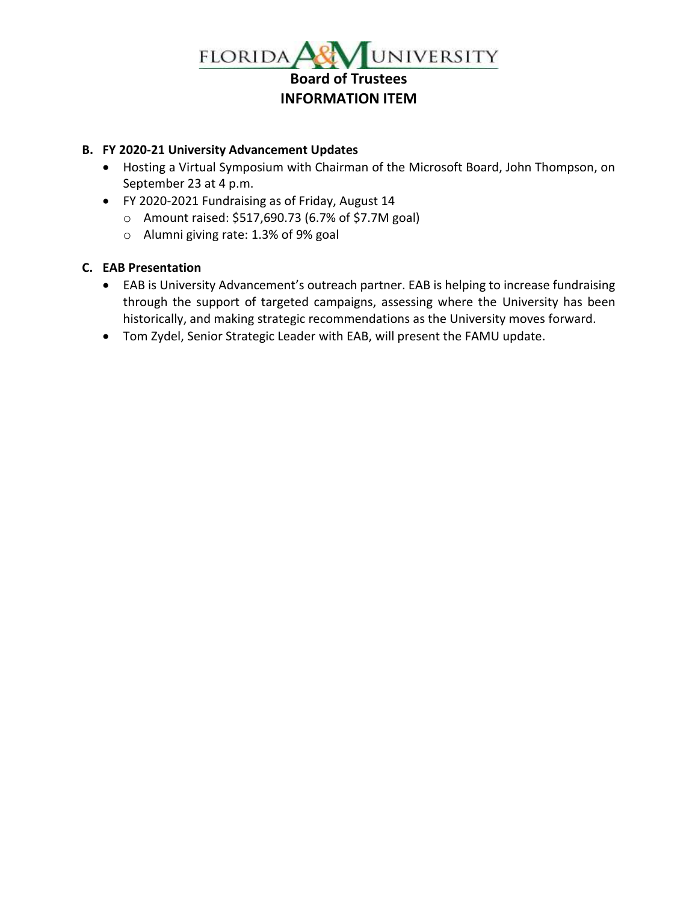FLORIDA A&M UNIVERSITY

**Board of Trustees**

**INFORMATION ITEM**

**B. FY 2020-21 University Advancement Updates**

- Hosting a Virtual Symposium with Chairman of the Microsoft Board, John Thompson, on September 23 at 4 p.m.
- FY 2020-2021 Fundraising as of Friday, August 14
    - Amount raised: $517,690.73 (6.7% of $7.7M goal)
    - Alumni giving rate: 1.3% of 9% goal

**C. EAB Presentation**

- EAB is University Advancement's outreach partner. EAB is helping to increase fundraising through the support of targeted campaigns, assessing where the University has been historically, and making strategic recommendations as the University moves forward.
- Tom Zydel, Senior Strategic Leader with EAB, will present the FAMU update.